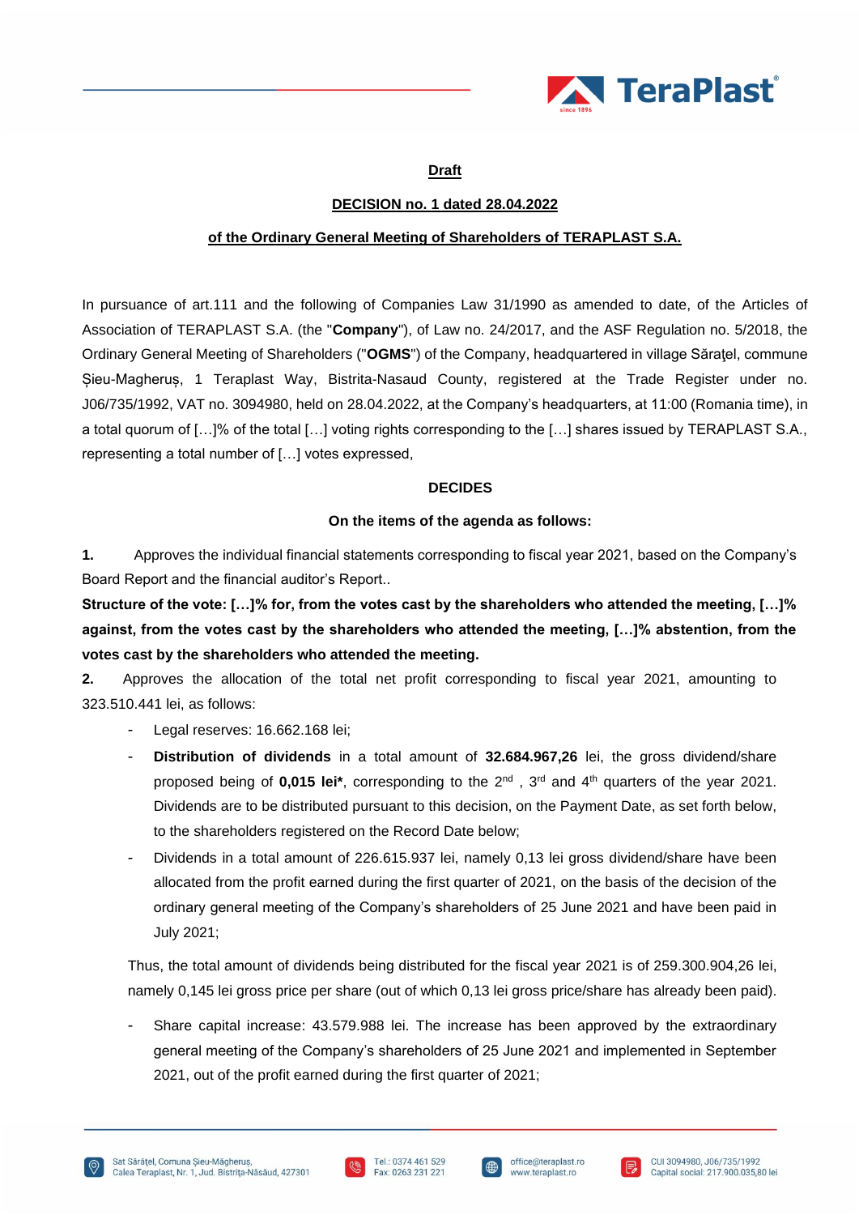**Draft**

**DECISION no. 1 dated 28.04.2022**

**of the Ordinary General Meeting of Shareholders of TERAPLAST S.A.**

In pursuance of art.111 and the following of Companies Law 31/1990 as amended to date, of the Articles of Association of TERAPLAST S.A. (the "**Company**"), of Law no. 24/2017, and the ASF Regulation no. 5/2018, the Ordinary General Meeting of Shareholders ("**OGMS**") of the Company, headquartered in village Săraţel, commune Șieu-Magheruș, 1 Teraplast Way, Bistrita-Nasaud County, registered at the Trade Register under no. J06/735/1992, VAT no. 3094980, held on 28.04.2022, at the Company's headquarters, at 11:00 (Romania time), in a total quorum of […]% of the total […] voting rights corresponding to the […] shares issued by TERAPLAST S.A., representing a total number of […] votes expressed,

**DECIDES**

**On the items of the agenda as follows:**

**1.** Approves the individual financial statements corresponding to fiscal year 2021, based on the Company's Board Report and the financial auditor's Report..

**Structure of the vote: […]% for, from the votes cast by the shareholders who attended the meeting, […]% against, from the votes cast by the shareholders who attended the meeting, […]% abstention, from the votes cast by the shareholders who attended the meeting.**

**2.** Approves the allocation of the total net profit corresponding to fiscal year 2021, amounting to 323.510.441 lei, as follows:

- Legal reserves: 16.662.168 lei;
- **Distribution of dividends** in a total amount of **32.684.967,26** lei, the gross dividend/share proposed being of **0,015 lei***, corresponding to the 2nd , 3rd and 4th quarters of the year 2021. Dividends are to be distributed pursuant to this decision, on the Payment Date, as set forth below, to the shareholders registered on the Record Date below;
- Dividends in a total amount of 226.615.937 lei, namely 0,13 lei gross dividend/share have been allocated from the profit earned during the first quarter of 2021, on the basis of the decision of the ordinary general meeting of the Company's shareholders of 25 June 2021 and have been paid in July 2021;

Thus, the total amount of dividends being distributed for the fiscal year 2021 is of 259.300.904,26 lei, namely 0,145 lei gross price per share (out of which 0,13 lei gross price/share has already been paid).

- Share capital increase: 43.579.988 lei. The increase has been approved by the extraordinary general meeting of the Company's shareholders of 25 June 2021 and implemented in September 2021, out of the profit earned during the first quarter of 2021;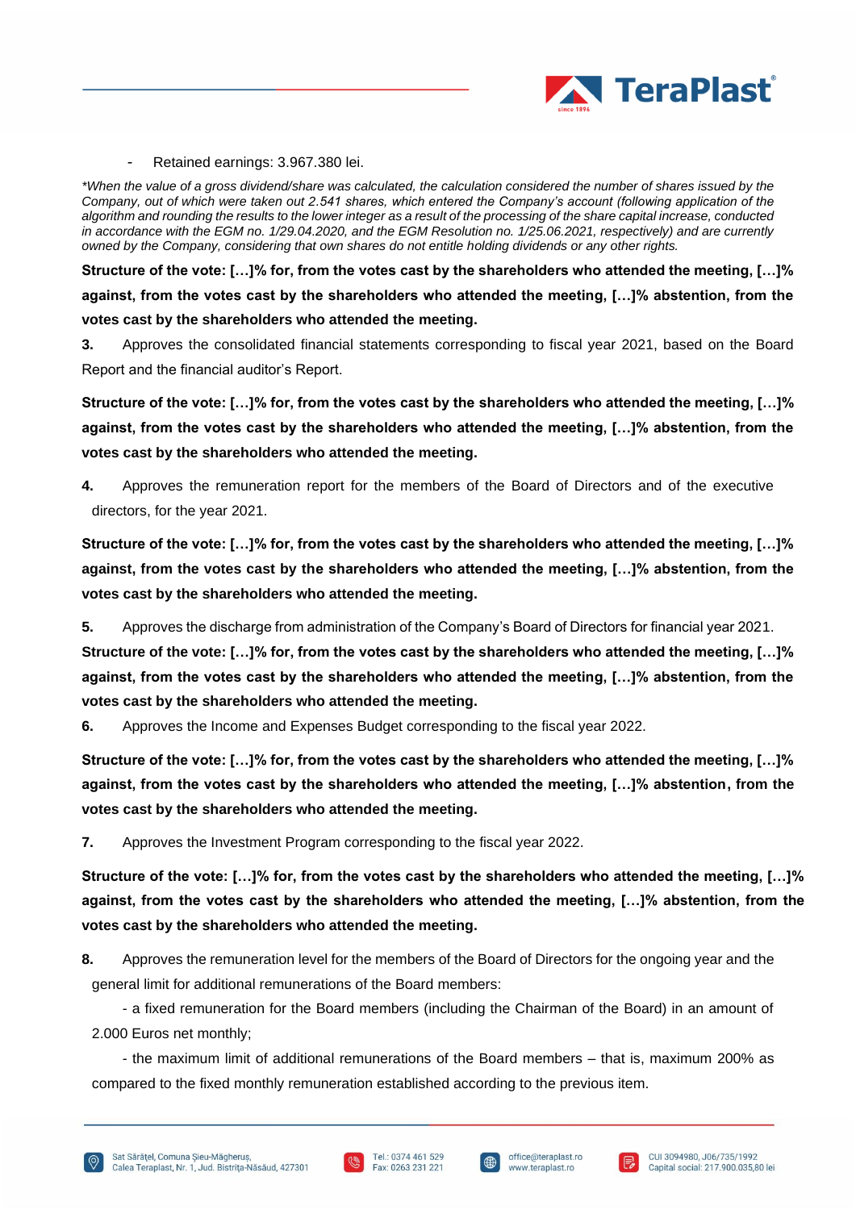- Retained earnings: 3.967.380 lei.

*\*When the value of a gross dividend/share was calculated, the calculation considered the number of shares issued by the Company, out of which were taken out 2.541 shares, which entered the Company's account (following application of the algorithm and rounding the results to the lower integer as a result of the processing of the share capital increase, conducted in accordance with the EGM no. 1/29.04.2020, and the EGM Resolution no. 1/25.06.2021, respectively) and are currently owned by the Company, considering that own shares do not entitle holding dividends or any other rights.*

**Structure of the vote: […]% for, from the votes cast by the shareholders who attended the meeting, […]% against, from the votes cast by the shareholders who attended the meeting, […]% abstention, from the votes cast by the shareholders who attended the meeting.**

**3.** Approves the consolidated financial statements corresponding to fiscal year 2021, based on the Board Report and the financial auditor's Report.

**Structure of the vote: […]% for, from the votes cast by the shareholders who attended the meeting, […]% against, from the votes cast by the shareholders who attended the meeting, […]% abstention, from the votes cast by the shareholders who attended the meeting.**

**4.** Approves the remuneration report for the members of the Board of Directors and of the executive directors, for the year 2021.

**Structure of the vote: […]% for, from the votes cast by the shareholders who attended the meeting, […]% against, from the votes cast by the shareholders who attended the meeting, […]% abstention, from the votes cast by the shareholders who attended the meeting.**

**5.** Approves the discharge from administration of the Company's Board of Directors for financial year 2021.

**Structure of the vote: […]% for, from the votes cast by the shareholders who attended the meeting, […]% against, from the votes cast by the shareholders who attended the meeting, […]% abstention, from the votes cast by the shareholders who attended the meeting.**

**6.** Approves the Income and Expenses Budget corresponding to the fiscal year 2022.

**Structure of the vote: […]% for, from the votes cast by the shareholders who attended the meeting, […]% against, from the votes cast by the shareholders who attended the meeting, […]% abstention, from the votes cast by the shareholders who attended the meeting.**

**7.** Approves the Investment Program corresponding to the fiscal year 2022.

**Structure of the vote: […]% for, from the votes cast by the shareholders who attended the meeting, […]% against, from the votes cast by the shareholders who attended the meeting, […]% abstention, from the votes cast by the shareholders who attended the meeting.**

**8.** Approves the remuneration level for the members of the Board of Directors for the ongoing year and the general limit for additional remunerations of the Board members:

- a fixed remuneration for the Board members (including the Chairman of the Board) in an amount of 2.000 Euros net monthly;

- the maximum limit of additional remunerations of the Board members – that is, maximum 200% as compared to the fixed monthly remuneration established according to the previous item.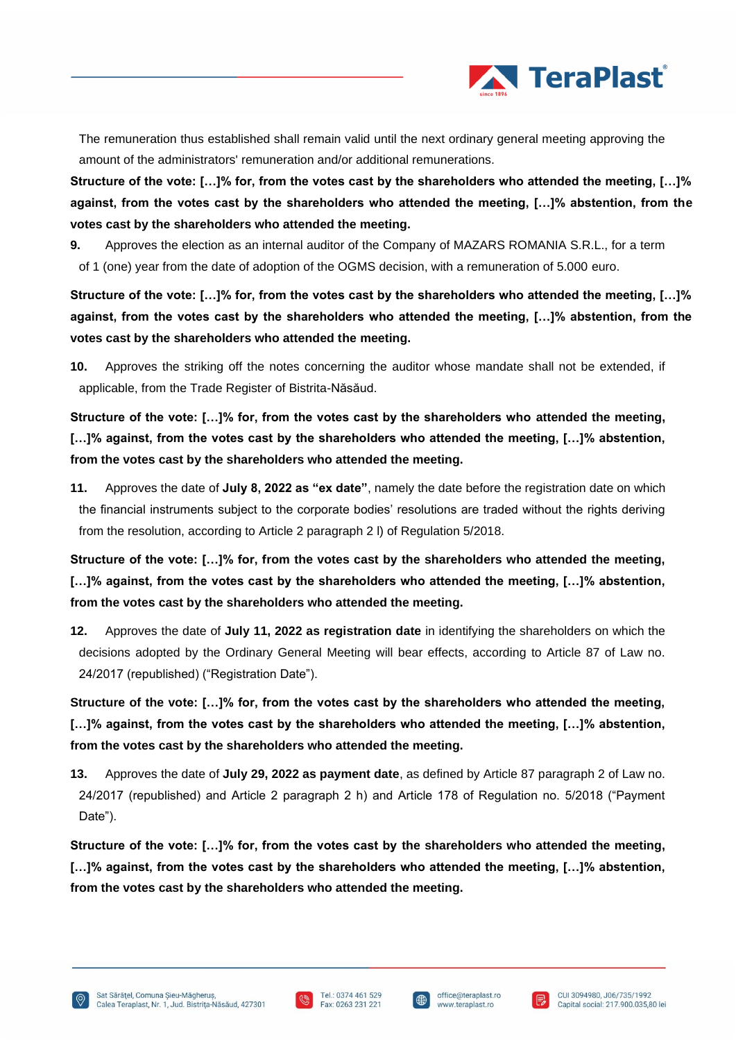The remuneration thus established shall remain valid until the next ordinary general meeting approving the amount of the administrators' remuneration and/or additional remunerations.

**Structure of the vote: […]% for, from the votes cast by the shareholders who attended the meeting, […]% against, from the votes cast by the shareholders who attended the meeting, […]% abstention, from the votes cast by the shareholders who attended the meeting.**

**9.** Approves the election as an internal auditor of the Company of MAZARS ROMANIA S.R.L., for a term of 1 (one) year from the date of adoption of the OGMS decision, with a remuneration of 5.000 euro.

**Structure of the vote: […]% for, from the votes cast by the shareholders who attended the meeting, […]% against, from the votes cast by the shareholders who attended the meeting, […]% abstention, from the votes cast by the shareholders who attended the meeting.**

**10.** Approves the striking off the notes concerning the auditor whose mandate shall not be extended, if applicable, from the Trade Register of Bistrita-Năsăud.

**Structure of the vote: […]% for, from the votes cast by the shareholders who attended the meeting, […]% against, from the votes cast by the shareholders who attended the meeting, […]% abstention, from the votes cast by the shareholders who attended the meeting.**

**11.** Approves the date of **July 8, 2022 as "ex date"**, namely the date before the registration date on which the financial instruments subject to the corporate bodies' resolutions are traded without the rights deriving from the resolution, according to Article 2 paragraph 2 l) of Regulation 5/2018.

**Structure of the vote: […]% for, from the votes cast by the shareholders who attended the meeting, […]% against, from the votes cast by the shareholders who attended the meeting, […]% abstention, from the votes cast by the shareholders who attended the meeting.**

**12.** Approves the date of **July 11, 2022 as registration date** in identifying the shareholders on which the decisions adopted by the Ordinary General Meeting will bear effects, according to Article 87 of Law no. 24/2017 (republished) ("Registration Date").

**Structure of the vote: […]% for, from the votes cast by the shareholders who attended the meeting, […]% against, from the votes cast by the shareholders who attended the meeting, […]% abstention, from the votes cast by the shareholders who attended the meeting.**

**13.** Approves the date of **July 29, 2022 as payment date**, as defined by Article 87 paragraph 2 of Law no. 24/2017 (republished) and Article 2 paragraph 2 h) and Article 178 of Regulation no. 5/2018 ("Payment Date").

**Structure of the vote: […]% for, from the votes cast by the shareholders who attended the meeting, […]% against, from the votes cast by the shareholders who attended the meeting, […]% abstention, from the votes cast by the shareholders who attended the meeting.**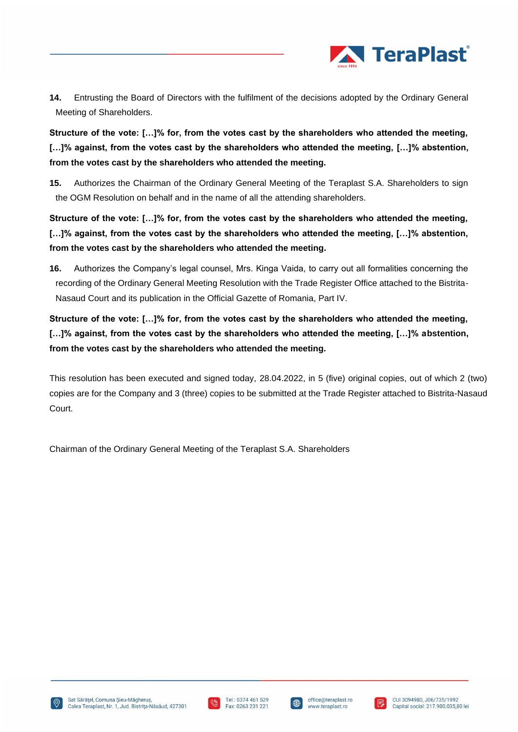**14.** Entrusting the Board of Directors with the fulfilment of the decisions adopted by the Ordinary General Meeting of Shareholders.

**Structure of the vote: […]% for, from the votes cast by the shareholders who attended the meeting, […]% against, from the votes cast by the shareholders who attended the meeting, […]% abstention, from the votes cast by the shareholders who attended the meeting.**

**15.** Authorizes the Chairman of the Ordinary General Meeting of the Teraplast S.A. Shareholders to sign the OGM Resolution on behalf and in the name of all the attending shareholders.

**Structure of the vote: […]% for, from the votes cast by the shareholders who attended the meeting, […]% against, from the votes cast by the shareholders who attended the meeting, […]% abstention, from the votes cast by the shareholders who attended the meeting.**

**16.** Authorizes the Company's legal counsel, Mrs. Kinga Vaida, to carry out all formalities concerning the recording of the Ordinary General Meeting Resolution with the Trade Register Office attached to the Bistrita-Nasaud Court and its publication in the Official Gazette of Romania, Part IV.

**Structure of the vote: […]% for, from the votes cast by the shareholders who attended the meeting, […]% against, from the votes cast by the shareholders who attended the meeting, […]% abstention, from the votes cast by the shareholders who attended the meeting.**

This resolution has been executed and signed today, 28.04.2022, in 5 (five) original copies, out of which 2 (two) copies are for the Company and 3 (three) copies to be submitted at the Trade Register attached to Bistrita-Nasaud Court.

Chairman of the Ordinary General Meeting of the Teraplast S.A. Shareholders